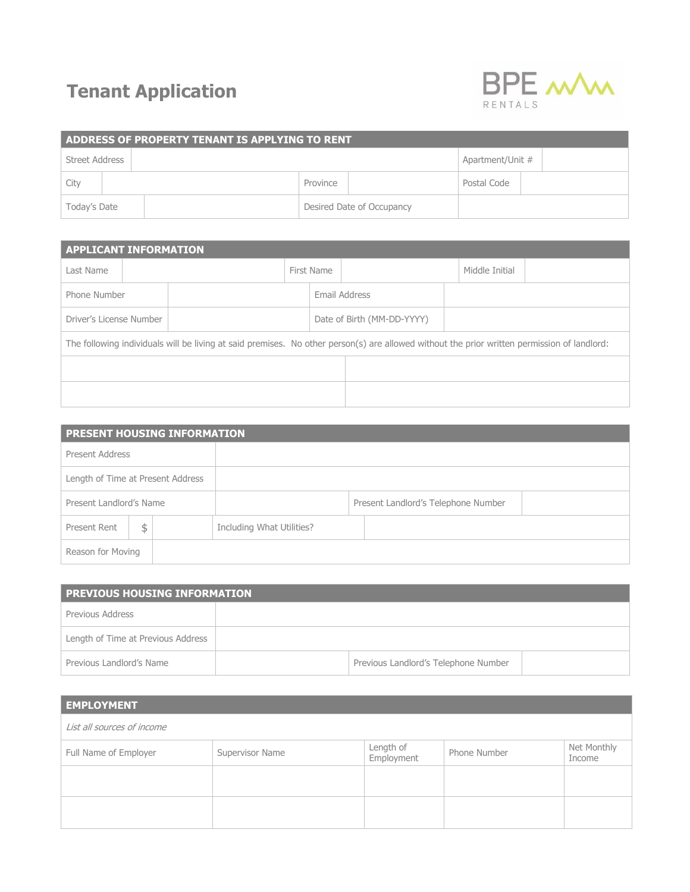# Tenant Application

BPE RENTALS

| ADDRESS OF PROPERTY TENANT IS APPLYING TO RENT | | | | | |
|---|---|---|---|---|---|
| Street Address | | | | Apartment/Unit # | |
| City | | Province | | Postal Code | |
| Today's Date | | Desired Date of Occupancy | | | |

| APPLICANT INFORMATION | | | | | |
|---|---|---|---|---|---|
| Last Name | | First Name | | Middle Initial | |
| Phone Number | | Email Address | | | |
| Driver's License Number | | Date of Birth (MM-DD-YYYY) | | | |

The following individuals will be living at said premises. No other person(s) are allowed without the prior written permission of landlord:

| | |
|---|---|
| | |
| | |

| PRESENT HOUSING INFORMATION | | | |
|---|---|---|---|
| Present Address | | | |
| Length of Time at Present Address | | | |
| Present Landlord's Name | | Present Landlord's Telephone Number | |
| Present Rent | $ | Including What Utilities? | |
| Reason for Moving | | | |

| PREVIOUS HOUSING INFORMATION | | | |
|---|---|---|---|
| Previous Address | | | |
| Length of Time at Previous Address | | | |
| Previous Landlord's Name | | Previous Landlord's Telephone Number | |

## EMPLOYMENT

*List all sources of income*

| Full Name of Employer | Supervisor Name | Length of Employment | Phone Number | Net Monthly Income |
|---|---|---|---|---|
| | | | | |
| | | | | |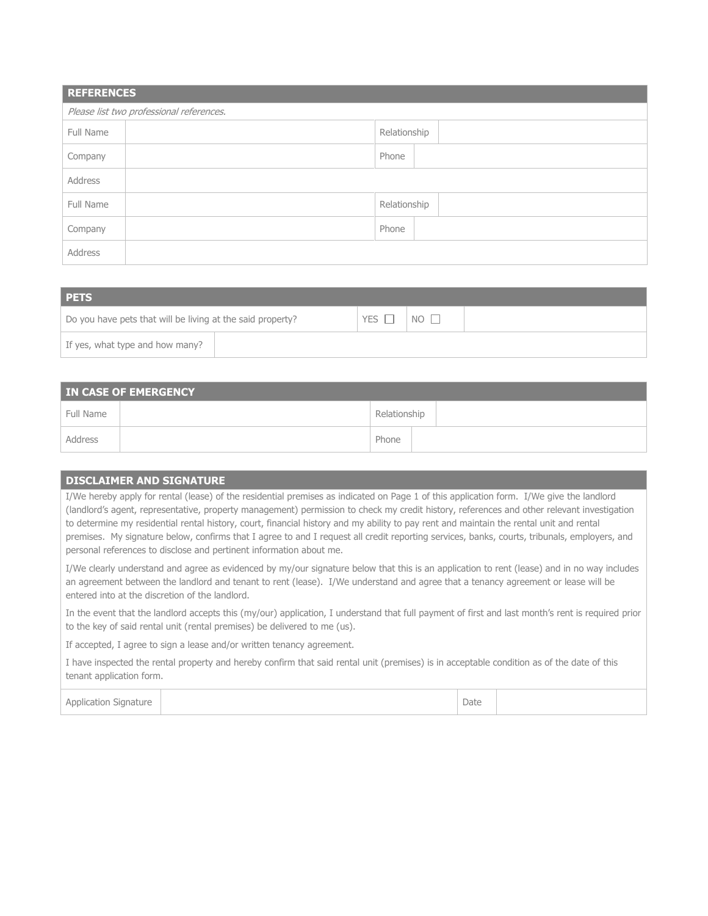## REFERENCES

*Please list two professional references.*

| | | | |
|---|---|---|---|
| Full Name | | Relationship | |
| Company | | Phone | |
| Address | | | |
| Full Name | | Relationship | |
| Company | | Phone | |
| Address | | | |

## PETS

| | | | |
|---|---|---|---|
| Do you have pets that will be living at the said property? | YES ☐ | NO ☐ | |
| If yes, what type and how many? | | | |

## IN CASE OF EMERGENCY

| | | | |
|---|---|---|---|
| Full Name | | Relationship | |
| Address | | Phone | |

## DISCLAIMER AND SIGNATURE

I/We hereby apply for rental (lease) of the residential premises as indicated on Page 1 of this application form. I/We give the landlord (landlord's agent, representative, property management) permission to check my credit history, references and other relevant investigation to determine my residential rental history, court, financial history and my ability to pay rent and maintain the rental unit and rental premises. My signature below, confirms that I agree to and I request all credit reporting services, banks, courts, tribunals, employers, and personal references to disclose and pertinent information about me.

I/We clearly understand and agree as evidenced by my/our signature below that this is an application to rent (lease) and in no way includes an agreement between the landlord and tenant to rent (lease). I/We understand and agree that a tenancy agreement or lease will be entered into at the discretion of the landlord.

In the event that the landlord accepts this (my/our) application, I understand that full payment of first and last month's rent is required prior to the key of said rental unit (rental premises) be delivered to me (us).

If accepted, I agree to sign a lease and/or written tenancy agreement.

I have inspected the rental property and hereby confirm that said rental unit (premises) is in acceptable condition as of the date of this tenant application form.

| | | | |
|---|---|---|---|
| Application Signature | | Date | |